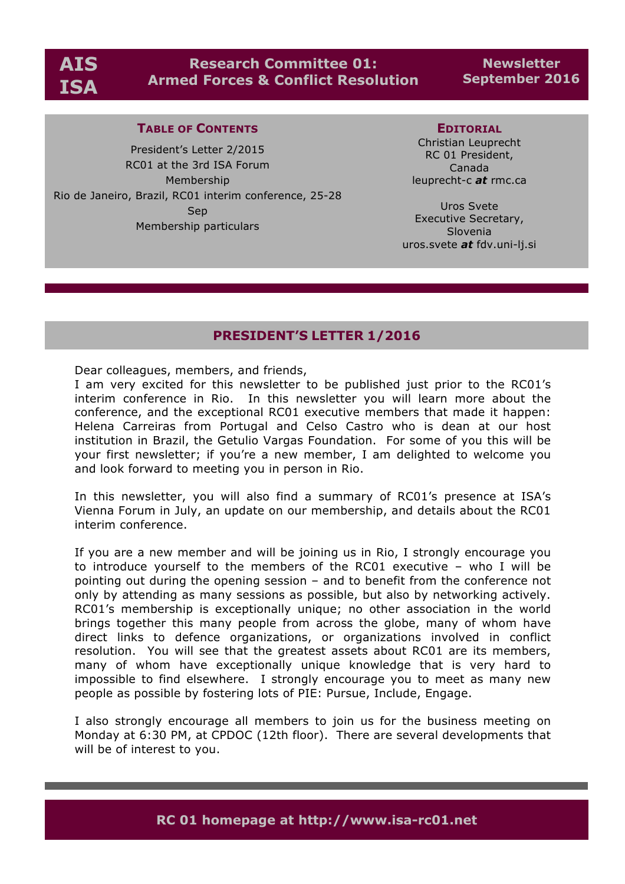# AIS ISA

## Research Committee 01: Armed Forces & Conflict Resolution

**Newsletter September 2016**

### TABLE OF CONTENTS

President's Letter 2/2015
RC01 at the 3rd ISA Forum
Membership
Rio de Janeiro, Brazil, RC01 interim conference, 25-28 Sep
Membership particulars

### EDITORIAL

Christian Leuprecht
RC 01 President,
Canada
leuprecht-c ***at*** rmc.ca

Uros Svete
Executive Secretary,
Slovenia
uros.svete ***at*** fdv.uni-lj.si

## PRESIDENT'S LETTER 1/2016

Dear colleagues, members, and friends,
I am very excited for this newsletter to be published just prior to the RC01's interim conference in Rio. In this newsletter you will learn more about the conference, and the exceptional RC01 executive members that made it happen: Helena Carreiras from Portugal and Celso Castro who is dean at our host institution in Brazil, the Getulio Vargas Foundation. For some of you this will be your first newsletter; if you're a new member, I am delighted to welcome you and look forward to meeting you in person in Rio.

In this newsletter, you will also find a summary of RC01's presence at ISA's Vienna Forum in July, an update on our membership, and details about the RC01 interim conference.

If you are a new member and will be joining us in Rio, I strongly encourage you to introduce yourself to the members of the RC01 executive – who I will be pointing out during the opening session – and to benefit from the conference not only by attending as many sessions as possible, but also by networking actively. RC01's membership is exceptionally unique; no other association in the world brings together this many people from across the globe, many of whom have direct links to defence organizations, or organizations involved in conflict resolution. You will see that the greatest assets about RC01 are its members, many of whom have exceptionally unique knowledge that is very hard to impossible to find elsewhere. I strongly encourage you to meet as many new people as possible by fostering lots of PIE: Pursue, Include, Engage.

I also strongly encourage all members to join us for the business meeting on Monday at 6:30 PM, at CPDOC (12th floor). There are several developments that will be of interest to you.

**RC 01 homepage at http://www.isa-rc01.net**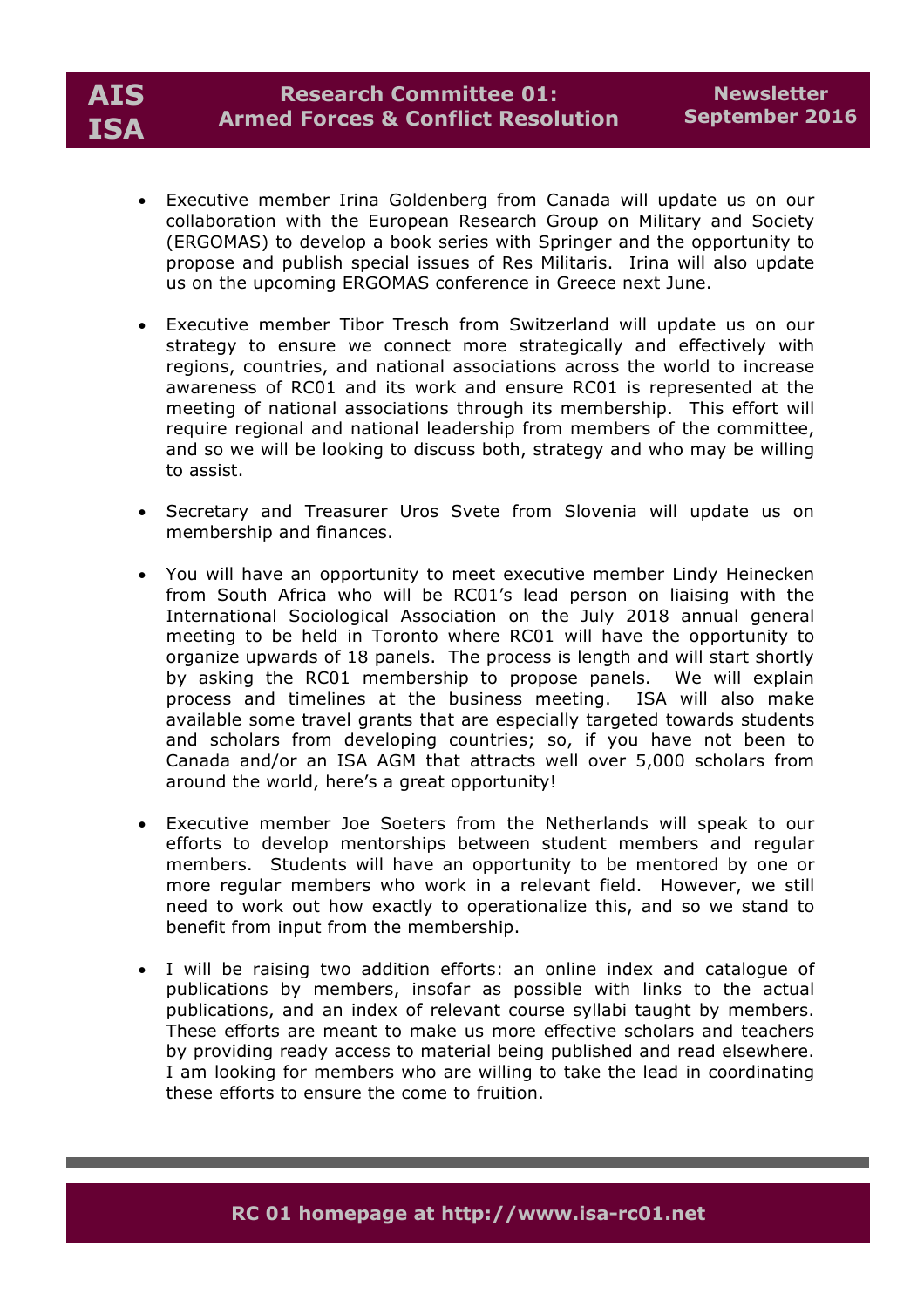- Executive member Irina Goldenberg from Canada will update us on our collaboration with the European Research Group on Military and Society (ERGOMAS) to develop a book series with Springer and the opportunity to propose and publish special issues of Res Militaris. Irina will also update us on the upcoming ERGOMAS conference in Greece next June.

- Executive member Tibor Tresch from Switzerland will update us on our strategy to ensure we connect more strategically and effectively with regions, countries, and national associations across the world to increase awareness of RC01 and its work and ensure RC01 is represented at the meeting of national associations through its membership. This effort will require regional and national leadership from members of the committee, and so we will be looking to discuss both, strategy and who may be willing to assist.

- Secretary and Treasurer Uros Svete from Slovenia will update us on membership and finances.

- You will have an opportunity to meet executive member Lindy Heinecken from South Africa who will be RC01's lead person on liaising with the International Sociological Association on the July 2018 annual general meeting to be held in Toronto where RC01 will have the opportunity to organize upwards of 18 panels. The process is length and will start shortly by asking the RC01 membership to propose panels. We will explain process and timelines at the business meeting. ISA will also make available some travel grants that are especially targeted towards students and scholars from developing countries; so, if you have not been to Canada and/or an ISA AGM that attracts well over 5,000 scholars from around the world, here's a great opportunity!

- Executive member Joe Soeters from the Netherlands will speak to our efforts to develop mentorships between student members and regular members. Students will have an opportunity to be mentored by one or more regular members who work in a relevant field. However, we still need to work out how exactly to operationalize this, and so we stand to benefit from input from the membership.

- I will be raising two addition efforts: an online index and catalogue of publications by members, insofar as possible with links to the actual publications, and an index of relevant course syllabi taught by members. These efforts are meant to make us more effective scholars and teachers by providing ready access to material being published and read elsewhere. I am looking for members who are willing to take the lead in coordinating these efforts to ensure the come to fruition.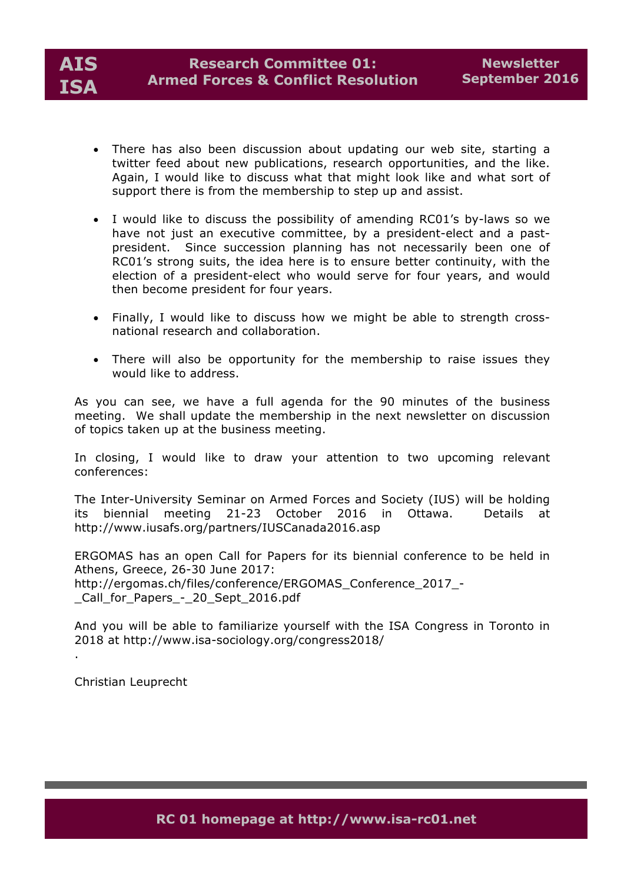- There has also been discussion about updating our web site, starting a twitter feed about new publications, research opportunities, and the like. Again, I would like to discuss what that might look like and what sort of support there is from the membership to step up and assist.

- I would like to discuss the possibility of amending RC01's by-laws so we have not just an executive committee, by a president-elect and a past-president. Since succession planning has not necessarily been one of RC01's strong suits, the idea here is to ensure better continuity, with the election of a president-elect who would serve for four years, and would then become president for four years.

- Finally, I would like to discuss how we might be able to strength cross-national research and collaboration.

- There will also be opportunity for the membership to raise issues they would like to address.

As you can see, we have a full agenda for the 90 minutes of the business meeting. We shall update the membership in the next newsletter on discussion of topics taken up at the business meeting.

In closing, I would like to draw your attention to two upcoming relevant conferences:

The Inter-University Seminar on Armed Forces and Society (IUS) will be holding its biennial meeting 21-23 October 2016 in Ottawa. Details at http://www.iusafs.org/partners/IUSCanada2016.asp

ERGOMAS has an open Call for Papers for its biennial conference to be held in Athens, Greece, 26-30 June 2017: http://ergomas.ch/files/conference/ERGOMAS_Conference_2017_-_Call_for_Papers_-_20_Sept_2016.pdf

And you will be able to familiarize yourself with the ISA Congress in Toronto in 2018 at http://www.isa-sociology.org/congress2018/

.

Christian Leuprecht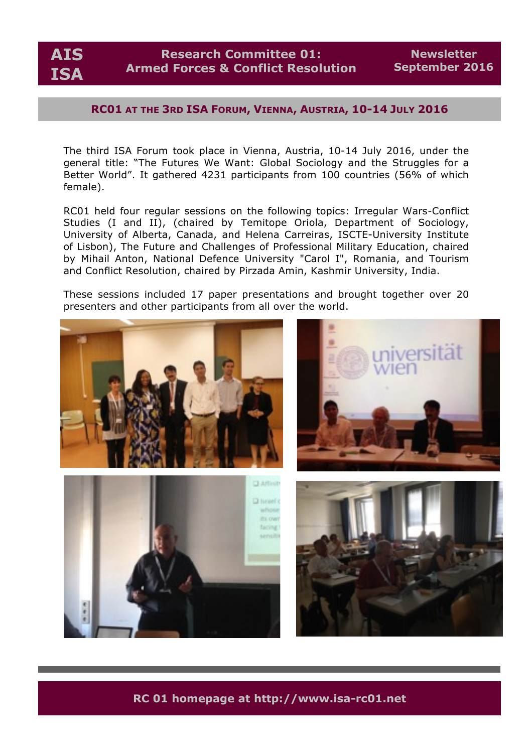## RC01 AT THE 3RD ISA FORUM, VIENNA, AUSTRIA, 10-14 JULY 2016

The third ISA Forum took place in Vienna, Austria, 10-14 July 2016, under the general title: "The Futures We Want: Global Sociology and the Struggles for a Better World". It gathered 4231 participants from 100 countries (56% of which female).

RC01 held four regular sessions on the following topics: Irregular Wars-Conflict Studies (I and II), (chaired by Temitope Oriola, Department of Sociology, University of Alberta, Canada, and Helena Carreiras, ISCTE-University Institute of Lisbon), The Future and Challenges of Professional Military Education, chaired by Mihail Anton, National Defence University "Carol I", Romania, and Tourism and Conflict Resolution, chaired by Pirzada Amin, Kashmir University, India.

These sessions included 17 paper presentations and brought together over 20 presenters and other participants from all over the world.

**RC 01 homepage at http://www.isa-rc01.net**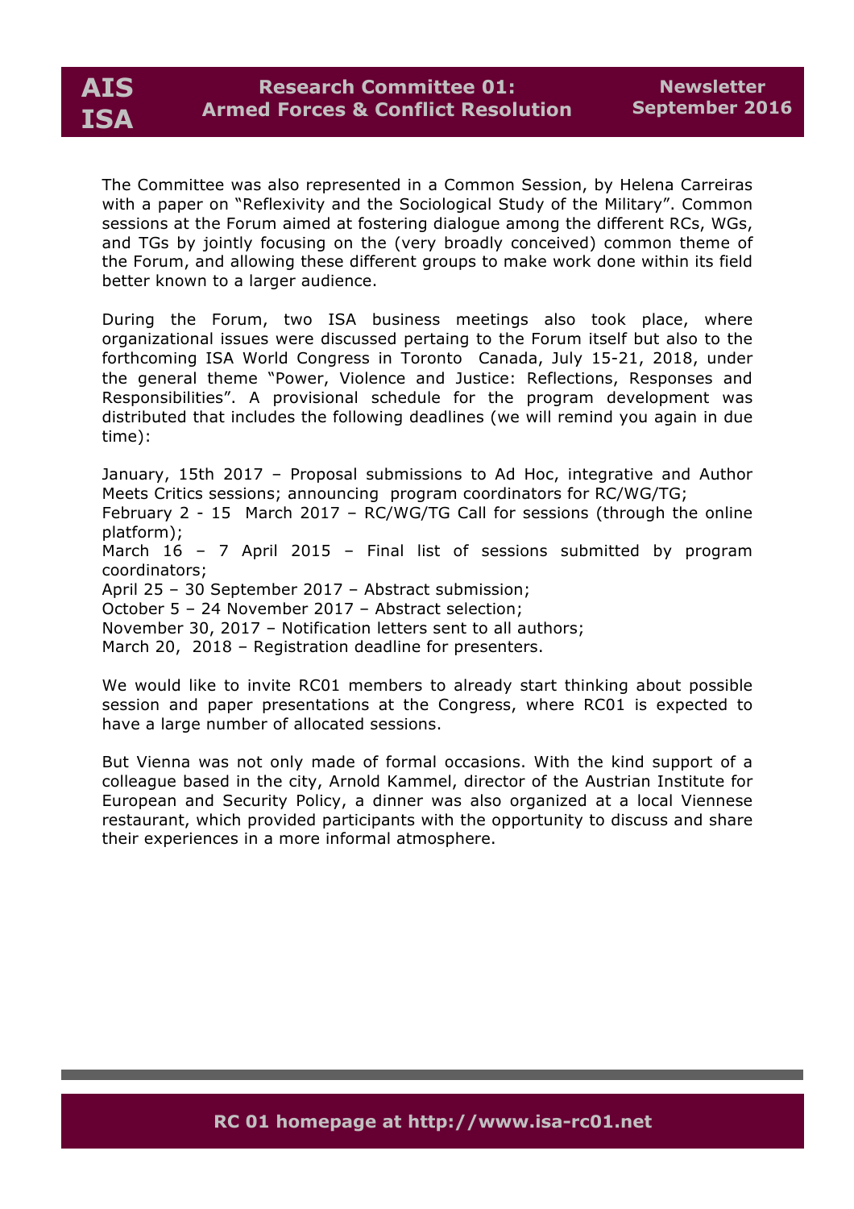The Committee was also represented in a Common Session, by Helena Carreiras with a paper on "Reflexivity and the Sociological Study of the Military". Common sessions at the Forum aimed at fostering dialogue among the different RCs, WGs, and TGs by jointly focusing on the (very broadly conceived) common theme of the Forum, and allowing these different groups to make work done within its field better known to a larger audience.

During the Forum, two ISA business meetings also took place, where organizational issues were discussed pertaing to the Forum itself but also to the forthcoming ISA World Congress in Toronto Canada, July 15-21, 2018, under the general theme "Power, Violence and Justice: Reflections, Responses and Responsibilities". A provisional schedule for the program development was distributed that includes the following deadlines (we will remind you again in due time):

January, 15th 2017 – Proposal submissions to Ad Hoc, integrative and Author Meets Critics sessions; announcing program coordinators for RC/WG/TG;
February 2 - 15 March 2017 – RC/WG/TG Call for sessions (through the online platform);
March 16 – 7 April 2015 – Final list of sessions submitted by program coordinators;
April 25 – 30 September 2017 – Abstract submission;
October 5 – 24 November 2017 – Abstract selection;
November 30, 2017 – Notification letters sent to all authors;
March 20, 2018 – Registration deadline for presenters.

We would like to invite RC01 members to already start thinking about possible session and paper presentations at the Congress, where RC01 is expected to have a large number of allocated sessions.

But Vienna was not only made of formal occasions. With the kind support of a colleague based in the city, Arnold Kammel, director of the Austrian Institute for European and Security Policy, a dinner was also organized at a local Viennese restaurant, which provided participants with the opportunity to discuss and share their experiences in a more informal atmosphere.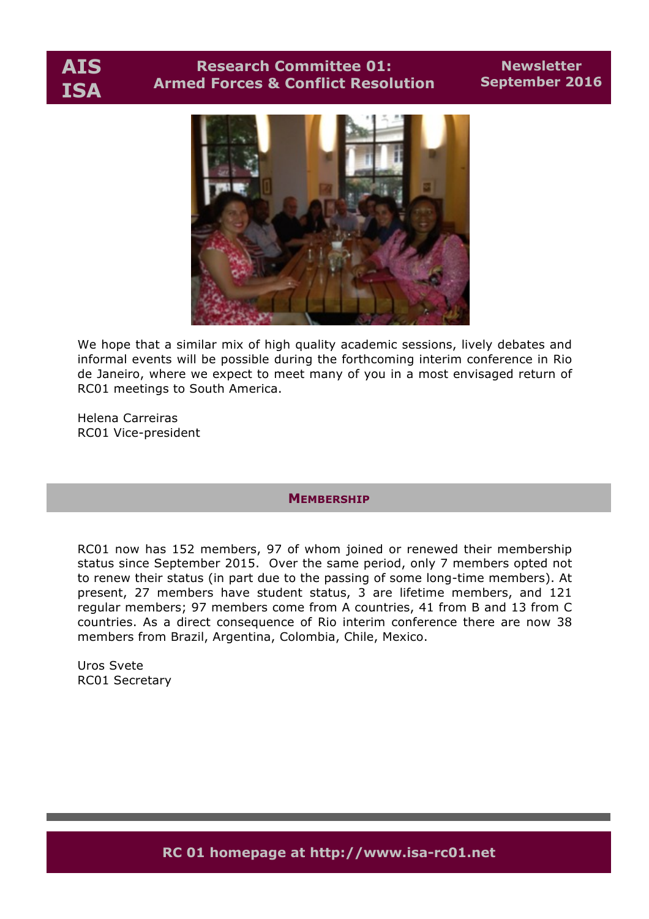We hope that a similar mix of high quality academic sessions, lively debates and informal events will be possible during the forthcoming interim conference in Rio de Janeiro, where we expect to meet many of you in a most envisaged return of RC01 meetings to South America.

Helena Carreiras
RC01 Vice-president

## MEMBERSHIP

RC01 now has 152 members, 97 of whom joined or renewed their membership status since September 2015. Over the same period, only 7 members opted not to renew their status (in part due to the passing of some long-time members). At present, 27 members have student status, 3 are lifetime members, and 121 regular members; 97 members come from A countries, 41 from B and 13 from C countries. As a direct consequence of Rio interim conference there are now 38 members from Brazil, Argentina, Colombia, Chile, Mexico.

Uros Svete
RC01 Secretary

**RC 01 homepage at http://www.isa-rc01.net**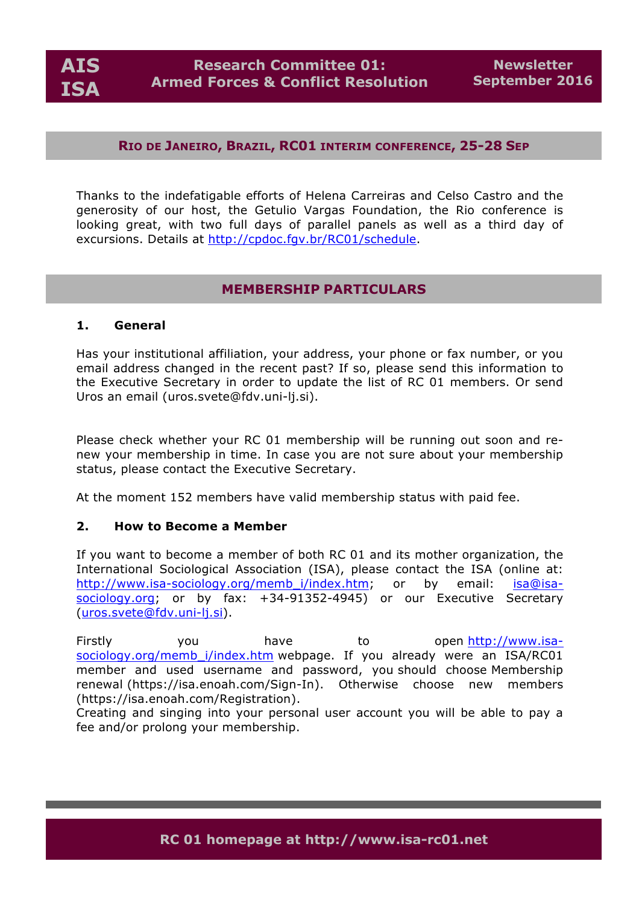## Rio de Janeiro, Brazil, RC01 interim conference, 25-28 Sep

Thanks to the indefatigable efforts of Helena Carreiras and Celso Castro and the generosity of our host, the Getulio Vargas Foundation, the Rio conference is looking great, with two full days of parallel panels as well as a third day of excursions. Details at http://cpdoc.fgv.br/RC01/schedule.

## MEMBERSHIP PARTICULARS

### 1. General

Has your institutional affiliation, your address, your phone or fax number, or you email address changed in the recent past? If so, please send this information to the Executive Secretary in order to update the list of RC 01 members. Or send Uros an email (uros.svete@fdv.uni-lj.si).

Please check whether your RC 01 membership will be running out soon and re-new your membership in time. In case you are not sure about your membership status, please contact the Executive Secretary.

At the moment 152 members have valid membership status with paid fee.

### 2. How to Become a Member

If you want to become a member of both RC 01 and its mother organization, the International Sociological Association (ISA), please contact the ISA (online at: http://www.isa-sociology.org/memb_i/index.htm; or by email: isa@isa-sociology.org; or by fax: +34-91352-4945) or our Executive Secretary (uros.svete@fdv.uni-lj.si).

Firstly you have to open http://www.isa-sociology.org/memb_i/index.htm webpage. If you already were an ISA/RC01 member and used username and password, you should choose Membership renewal (https://isa.enoah.com/Sign-In). Otherwise choose new members (https://isa.enoah.com/Registration).
Creating and singing into your personal user account you will be able to pay a fee and/or prolong your membership.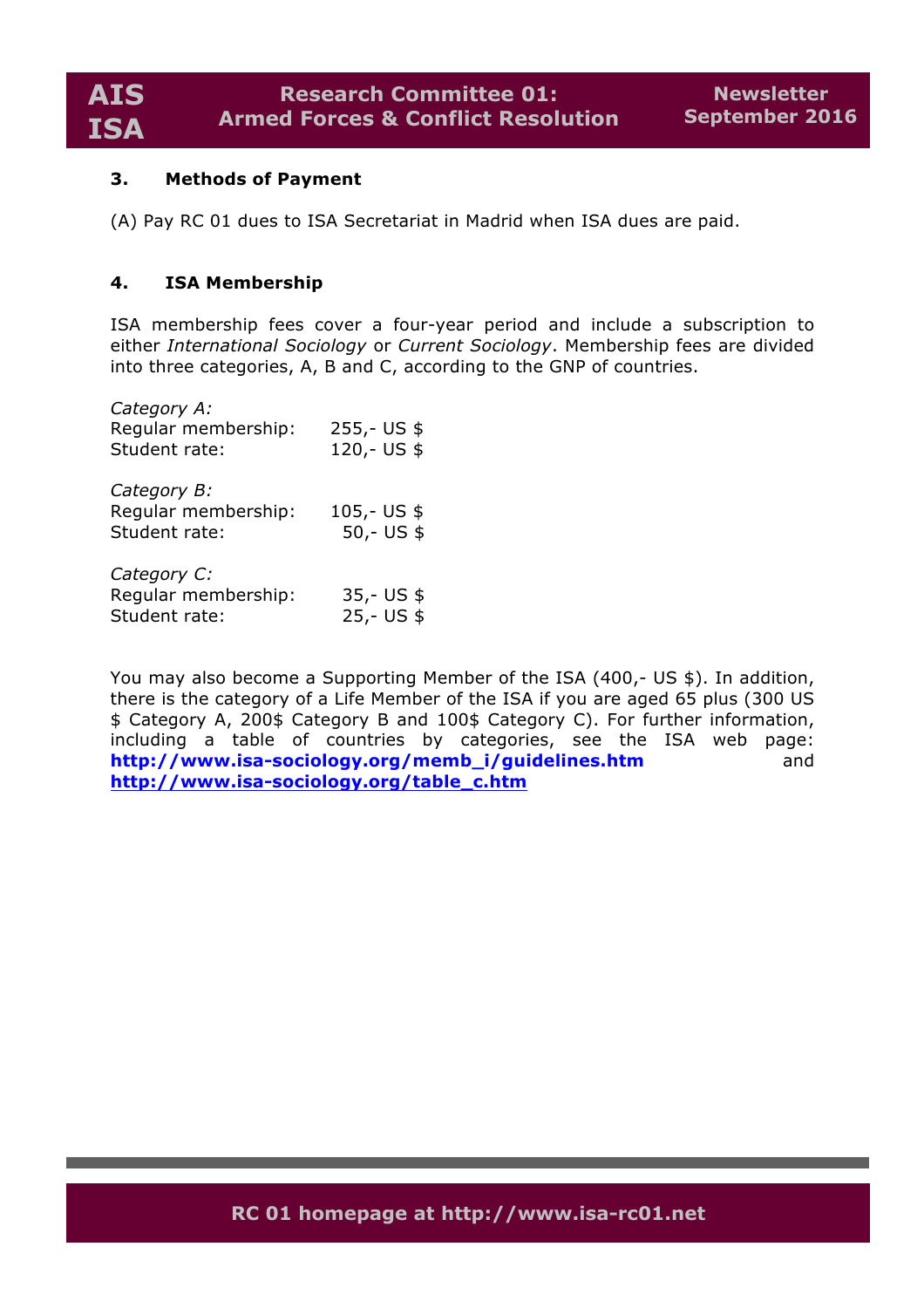### 3. Methods of Payment

(A) Pay RC 01 dues to ISA Secretariat in Madrid when ISA dues are paid.

### 4. ISA Membership

ISA membership fees cover a four-year period and include a subscription to either *International Sociology* or *Current Sociology*. Membership fees are divided into three categories, A, B and C, according to the GNP of countries.

*Category A:*
Regular membership: 255,- US $
Student rate: 120,- US $

*Category B:*
Regular membership: 105,- US $
Student rate: 50,- US $

*Category C:*
Regular membership: 35,- US $
Student rate: 25,- US $

You may also become a Supporting Member of the ISA (400,- US $). In addition, there is the category of a Life Member of the ISA if you are aged 65 plus (300 US $ Category A, 200$ Category B and 100$ Category C). For further information, including a table of countries by categories, see the ISA web page: **http://www.isa-sociology.org/memb_i/guidelines.htm** and **http://www.isa-sociology.org/table_c.htm**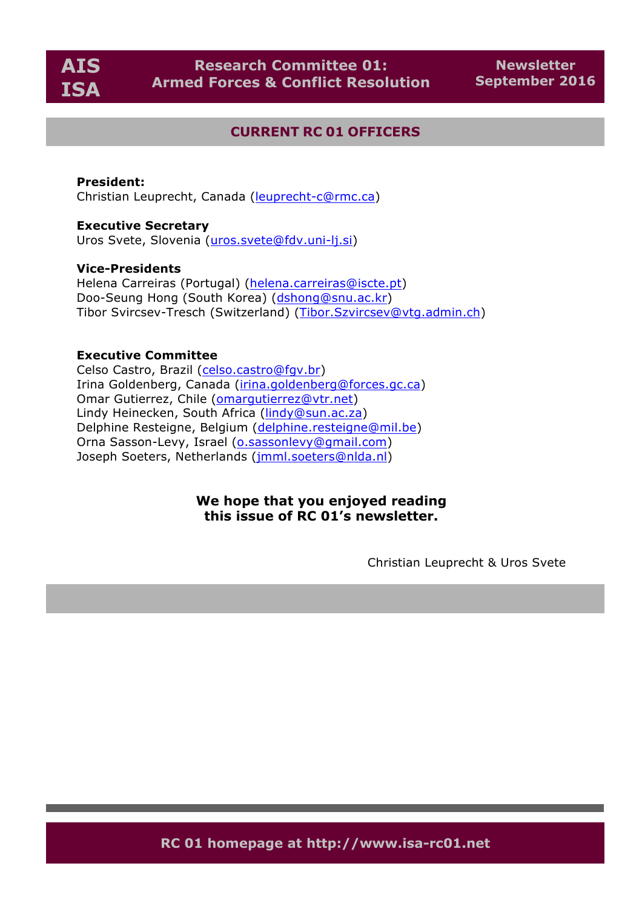## CURRENT RC 01 OFFICERS

**President:**
Christian Leuprecht, Canada (leuprecht-c@rmc.ca)

**Executive Secretary**
Uros Svete, Slovenia (uros.svete@fdv.uni-lj.si)

**Vice-Presidents**
Helena Carreiras (Portugal) (helena.carreiras@iscte.pt)
Doo-Seung Hong (South Korea) (dshong@snu.ac.kr)
Tibor Svircsev-Tresch (Switzerland) (Tibor.Szvircsev@vtg.admin.ch)

**Executive Committee**
Celso Castro, Brazil (celso.castro@fgv.br)
Irina Goldenberg, Canada (irina.goldenberg@forces.gc.ca)
Omar Gutierrez, Chile (omargutierrez@vtr.net)
Lindy Heinecken, South Africa (lindy@sun.ac.za)
Delphine Resteigne, Belgium (delphine.resteigne@mil.be)
Orna Sasson-Levy, Israel (o.sassonlevy@gmail.com)
Joseph Soeters, Netherlands (jmml.soeters@nlda.nl)

**We hope that you enjoyed reading this issue of RC 01's newsletter.**

Christian Leuprecht & Uros Svete

**RC 01 homepage at http://www.isa-rc01.net**